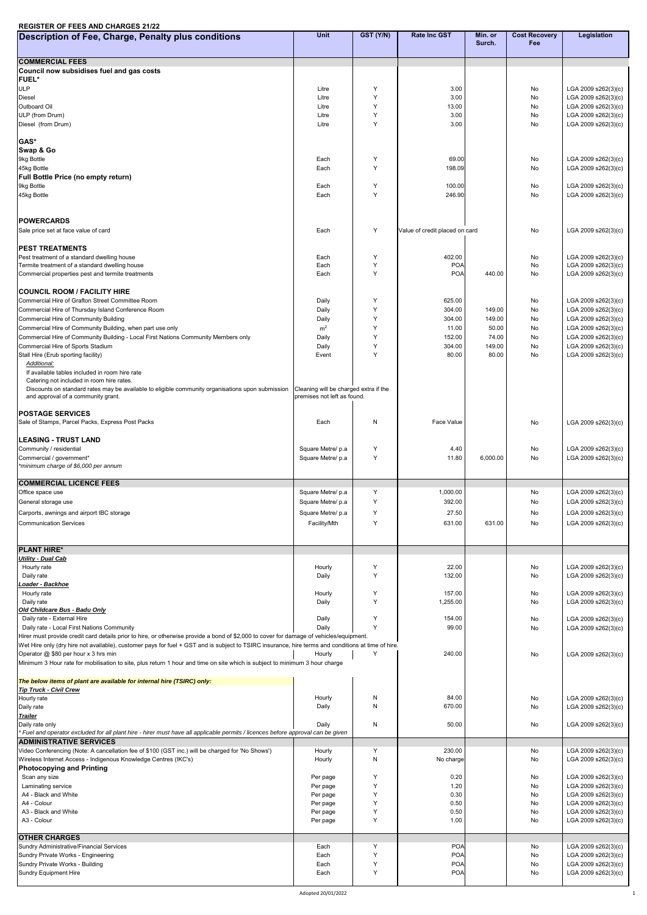**REGISTER OF FEES AND CHARGES 21/22**

| Description of Fee, Charge, Penalty plus conditions | Unit | GST (Y/N) | Rate Inc GST | Min. or Surch. | Cost Recovery Fee | Legislation |
|---|---|---|---|---|---|---|
| **COMMERCIAL FEES** | | | | | | |
| **Council now subsidises fuel and gas costs** | | | | | | |
| **FUEL*** | | | | | | |
| ULP | Litre | Y | 3.00 | | No | LGA 2009 s262(3)(c) |
| Diesel | Litre | Y | 3.00 | | No | LGA 2009 s262(3)(c) |
| Outboard Oil | Litre | Y | 13.00 | | No | LGA 2009 s262(3)(c) |
| ULP (from Drum) | Litre | Y | 3.00 | | No | LGA 2009 s262(3)(c) |
| Diesel (from Drum) | Litre | Y | 3.00 | | No | LGA 2009 s262(3)(c) |
| **GAS*** | | | | | | |
| **Swap & Go** | | | | | | |
| 9kg Bottle | Each | Y | 69.00 | | No | LGA 2009 s262(3)(c) |
| 45kg Bottle | Each | Y | 198.09 | | No | LGA 2009 s262(3)(c) |
| **Full Bottle Price (no empty return)** | | | | | | |
| 9kg Bottle | Each | Y | 100.00 | | No | LGA 2009 s262(3)(c) |
| 45kg Bottle | Each | Y | 246.90 | | No | LGA 2009 s262(3)(c) |
| **POWERCARDS** | | | | | | |
| Sale price set at face value of card | Each | Y | Value of credit placed on card | | No | LGA 2009 s262(3)(c) |
| **PEST TREATMENTS** | | | | | | |
| Pest treatment of a standard dwelling house | Each | Y | 402.00 | | No | LGA 2009 s262(3)(c) |
| Termite treatment of a standard dwelling house | Each | Y | POA | | No | LGA 2009 s262(3)(c) |
| Commercial properties pest and termite treatments | Each | Y | POA | 440.00 | No | LGA 2009 s262(3)(c) |
| **COUNCIL ROOM / FACILITY HIRE** | | | | | | |
| Commercial Hire of Grafton Street Committee Room | Daily | Y | 625.00 | | No | LGA 2009 s262(3)(c) |
| Commercial Hire of Thursday Island Conference Room | Daily | Y | 304.00 | 149.00 | No | LGA 2009 s262(3)(c) |
| Commercial Hire of Community Building | Daily | Y | 304.00 | 149.00 | No | LGA 2009 s262(3)(c) |
| Commercial Hire of Community Building, when part use only | $m^2$ | Y | 11.00 | 50.00 | No | LGA 2009 s262(3)(c) |
| Commercial Hire of Community Building - Local First Nations Community Members only | Daily | Y | 152.00 | 74.00 | No | LGA 2009 s262(3)(c) |
| Commercial Hire of Sports Stadium | Daily | Y | 304.00 | 149.00 | No | LGA 2009 s262(3)(c) |
| Stall Hire (Erub sporting facility) | Event | Y | 80.00 | 80.00 | No | LGA 2009 s262(3)(c) |
| *Additional:* If available tables included in room hire rate. Catering not included in room hire rates. Discounts on standard rates may be available to eligible community organisations upon submission and approval of a community grant. | Cleaning will be charged extra if the premises not left as found. | | | | | |
| **POSTAGE SERVICES** | | | | | | |
| Sale of Stamps, Parcel Packs, Express Post Packs | Each | N | Face Value | | No | LGA 2009 s262(3)(c) |
| **LEASING - TRUST LAND** | | | | | | |
| Community / residential | Square Metre/ p.a | Y | 4.40 | | No | LGA 2009 s262(3)(c) |
| Commercial / government* | Square Metre/ p.a | Y | 11.80 | 6,000.00 | No | LGA 2009 s262(3)(c) |
| *\*minimum charge of $6,000 per annum* | | | | | | |
| **COMMERCIAL LICENCE FEES** | | | | | | |
| Office space use | Square Metre/ p.a | Y | 1,000.00 | | No | LGA 2009 s262(3)(c) |
| General storage use | Square Metre/ p.a | Y | 392.00 | | No | LGA 2009 s262(3)(c) |
| Carports, awnings and airport IBC storage | Square Metre/ p.a | Y | 27.50 | | No | LGA 2009 s262(3)(c) |
| Communication Services | Facility/Mth | Y | 631.00 | 631.00 | No | LGA 2009 s262(3)(c) |
| **PLANT HIRE*** | | | | | | |
| ***Utility - Dual Cab*** | | | | | | |
| Hourly rate | Hourly | Y | 22.00 | | No | LGA 2009 s262(3)(c) |
| Daily rate | Daily | Y | 132.00 | | No | LGA 2009 s262(3)(c) |
| ***Loader - Backhoe*** | | | | | | |
| Hourly rate | Hourly | Y | 157.00 | | No | LGA 2009 s262(3)(c) |
| Daily rate | Daily | Y | 1,255.00 | | No | LGA 2009 s262(3)(c) |
| ***Old Childcare Bus - Badu Only*** | | | | | | |
| Daily rate - External Hire | Daily | Y | 154.00 | | No | LGA 2009 s262(3)(c) |
| Daily rate - Local First Nations Community | Daily | Y | 99.00 | | No | LGA 2009 s262(3)(c) |
| Hirer must provide credit card details prior to hire, or otherwise provide a bond of $2,000 to cover for damage of vehicles/equipment. | | | | | | |
| Wet Hire only (dry hire not available), customer pays for fuel + GST and is subject to TSIRC insurance, hire terms and conditions at time of hire. | | | | | | |
| Operator @ $80 per hour x 3 hrs min | Hourly | Y | 240.00 | | No | LGA 2009 s262(3)(c) |
| Minimum 3 Hour rate for mobilisation to site, plus return 1 hour and time on site which is subject to minimum 3 hour charge | | | | | | |
| ***The below items of plant are available for internal hire (TSIRC) only:*** | | | | | | |
| ***Tip Truck - Civil Crew*** | | | | | | |
| Hourly rate | Hourly | N | 84.00 | | No | LGA 2009 s262(3)(c) |
| Daily rate | Daily | N | 670.00 | | No | LGA 2009 s262(3)(c) |
| ***Trailer*** | | | | | | |
| Daily rate only | Daily | N | 50.00 | | No | LGA 2009 s262(3)(c) |
| *\* Fuel and operator excluded for all plant hire - hirer must have all applicable permits / licences before approval can be given* | | | | | | |
| **ADMINISTRATIVE SERVICES** | | | | | | |
| Video Conferencing (Note: A cancellation fee of $100 (GST inc.) will be charged for 'No Shows') | Hourly | Y | 230.00 | | No | LGA 2009 s262(3)(c) |
| Wireless Internet Access - Indigenous Knowledge Centres (IKC's) | Hourly | N | No charge | | No | LGA 2009 s262(3)(c) |
| **Photocopying and Printing** | | | | | | |
| Scan any size | Per page | Y | 0.20 | | No | LGA 2009 s262(3)(c) |
| Laminating service | Per page | Y | 1.20 | | No | LGA 2009 s262(3)(c) |
| A4 - Black and White | Per page | Y | 0.30 | | No | LGA 2009 s262(3)(c) |
| A4 - Colour | Per page | Y | 0.50 | | No | LGA 2009 s262(3)(c) |
| A3 - Black and White | Per page | Y | 0.50 | | No | LGA 2009 s262(3)(c) |
| A3 - Colour | Per page | Y | 1.00 | | No | LGA 2009 s262(3)(c) |
| **OTHER CHARGES** | | | | | | |
| Sundry Administrative/Financial Services | Each | Y | POA | | No | LGA 2009 s262(3)(c) |
| Sundry Private Works - Engineering | Each | Y | POA | | No | LGA 2009 s262(3)(c) |
| Sundry Private Works - Building | Each | Y | POA | | No | LGA 2009 s262(3)(c) |
| Sundry Equipment Hire | Each | Y | POA | | No | LGA 2009 s262(3)(c) |

Adopted 20/01/2022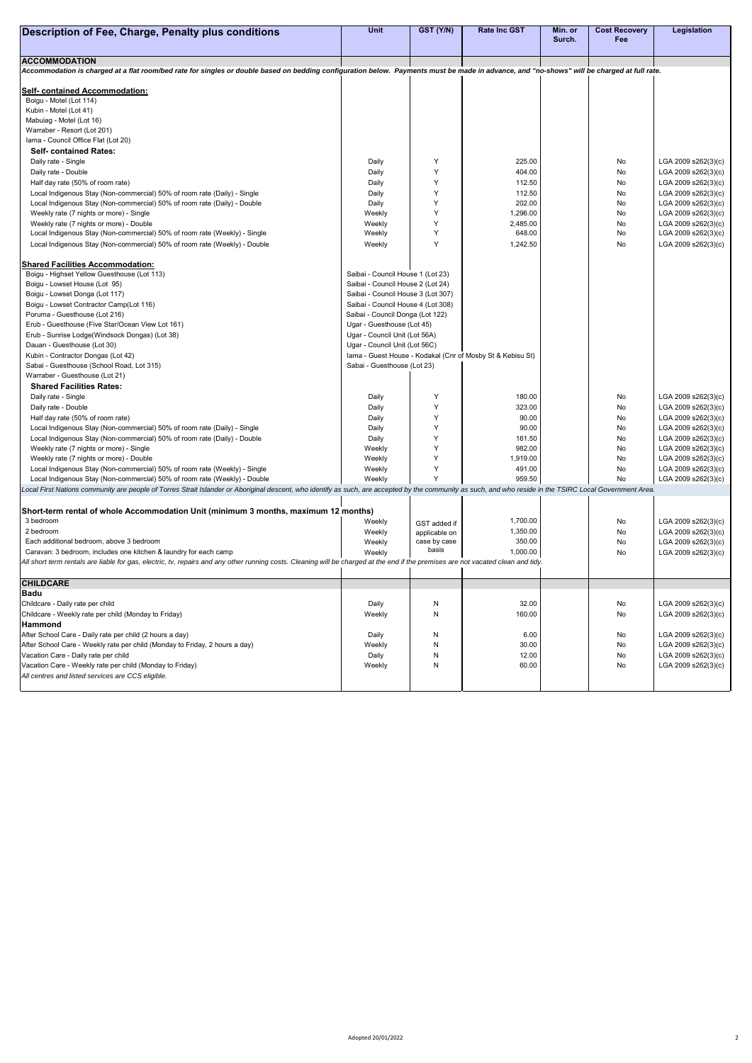| Description of Fee, Charge, Penalty plus conditions | Unit | GST (Y/N) | Rate Inc GST | Min. or Surch. | Cost Recovery Fee | Legislation |
|---|---|---|---|---|---|---|
| **ACCOMMODATION** | | | | | | |
| *Accommodation is charged at a flat room/bed rate for singles or double based on bedding configuration below. Payments must be made in advance, and "no-shows" will be charged at full rate.* | | | | | | |
| **Self- contained Accommodation:** | | | | | | |
| Boigu - Motel (Lot 114) | | | | | | |
| Kubin - Motel (Lot 41) | | | | | | |
| Mabuiag - Motel (Lot 16) | | | | | | |
| Warraber - Resort (Lot 201) | | | | | | |
| Iama - Council Office Flat (Lot 20) | | | | | | |
| **Self- contained Rates:** | | | | | | |
| Daily rate - Single | Daily | Y | 225.00 | | No | LGA 2009 s262(3)(c) |
| Daily rate - Double | Daily | Y | 404.00 | | No | LGA 2009 s262(3)(c) |
| Half day rate (50% of room rate) | Daily | Y | 112.50 | | No | LGA 2009 s262(3)(c) |
| Local Indigenous Stay (Non-commercial) 50% of room rate (Daily) - Single | Daily | Y | 112.50 | | No | LGA 2009 s262(3)(c) |
| Local Indigenous Stay (Non-commercial) 50% of room rate (Daily) - Double | Daily | Y | 202.00 | | No | LGA 2009 s262(3)(c) |
| Weekly rate (7 nights or more) - Single | Weekly | Y | 1,296.00 | | No | LGA 2009 s262(3)(c) |
| Weekly rate (7 nights or more) - Double | Weekly | Y | 2,485.00 | | No | LGA 2009 s262(3)(c) |
| Local Indigenous Stay (Non-commercial) 50% of room rate (Weekly) - Single | Weekly | Y | 648.00 | | No | LGA 2009 s262(3)(c) |
| Local Indigenous Stay (Non-commercial) 50% of room rate (Weekly) - Double | Weekly | Y | 1,242.50 | | No | LGA 2009 s262(3)(c) |
| **Shared Facilities Accommodation:** | | | | | | |
| Boigu - Highset Yellow Guesthouse (Lot 113) | Saibai - Council House 1 (Lot 23) | | | | | |
| Boigu - Lowset House (Lot 95) | Saibai - Council House 2 (Lot 24) | | | | | |
| Boigu - Lowset Donga (Lot 117) | Saibai - Council House 3 (Lot 307) | | | | | |
| Boigu - Lowset Contractor Camp(Lot 116) | Saibai - Council House 4 (Lot 308) | | | | | |
| Poruma - Guesthouse (Lot 216) | Saibai - Council Donga (Lot 122) | | | | | |
| Erub - Guesthouse (Five Star/Ocean View Lot 161) | Ugar - Guesthouse (Lot 45) | | | | | |
| Erub - Sunrise Lodge(Windsock Dongas) (Lot 38) | Ugar - Council Unit (Lot 56A) | | | | | |
| Dauan - Guesthouse (Lot 30) | Ugar - Council Unit (Lot 56C) | | | | | |
| Kubin - Contractor Dongas (Lot 42) | Iama - Guest House - Kodakal (Cnr of Mosby St & Kebisu St) | | | | | |
| Sabai - Guesthouse (School Road, Lot 315) | Sabai - Guesthouse (Lot 23) | | | | | |
| Warraber - Guesthouse (Lot 21) | | | | | | |
| **Shared Facilities Rates:** | | | | | | |
| Daily rate - Single | Daily | Y | 180.00 | | No | LGA 2009 s262(3)(c) |
| Daily rate - Double | Daily | Y | 323.00 | | No | LGA 2009 s262(3)(c) |
| Half day rate (50% of room rate) | Daily | Y | 90.00 | | No | LGA 2009 s262(3)(c) |
| Local Indigenous Stay (Non-commercial) 50% of room rate (Daily) - Single | Daily | Y | 90.00 | | No | LGA 2009 s262(3)(c) |
| Local Indigenous Stay (Non-commercial) 50% of room rate (Daily) - Double | Daily | Y | 161.50 | | No | LGA 2009 s262(3)(c) |
| Weekly rate (7 nights or more) - Single | Weekly | Y | 982.00 | | No | LGA 2009 s262(3)(c) |
| Weekly rate (7 nights or more) - Double | Weekly | Y | 1,919.00 | | No | LGA 2009 s262(3)(c) |
| Local Indigenous Stay (Non-commercial) 50% of room rate (Weekly) - Single | Weekly | Y | 491.00 | | No | LGA 2009 s262(3)(c) |
| Local Indigenous Stay (Non-commercial) 50% of room rate (Weekly) - Double | Weekly | Y | 959.50 | | No | LGA 2009 s262(3)(c) |
| *Local First Nations community are people of Torres Strait Islander or Aboriginal descent, who identify as such, are accepted by the community as such, and who reside in the TSIRC Local Government Area.* | | | | | | |
| **Short-term rental of whole Accommodation Unit (minimum 3 months, maximum 12 months)** | | | | | | |
| 3 bedroom | Weekly | GST added if applicable on case by case basis | 1,700.00 | | No | LGA 2009 s262(3)(c) |
| 2 bedroom | Weekly | | 1,350.00 | | No | LGA 2009 s262(3)(c) |
| Each additional bedroom, above 3 bedroom | Weekly | | 350.00 | | No | LGA 2009 s262(3)(c) |
| Caravan: 3 bedroom, includes one kitchen & laundry for each camp | Weekly | | 1,000.00 | | No | LGA 2009 s262(3)(c) |
| *All short term rentals are liable for gas, electric, tv, repairs and any other running costs. Cleaning will be charged at the end if the premises are not vacated clean and tidy.* | | | | | | |
| **CHILDCARE** | | | | | | |
| **Badu** | | | | | | |
| Childcare - Daily rate per child | Daily | N | 32.00 | | No | LGA 2009 s262(3)(c) |
| Childcare - Weekly rate per child (Monday to Friday) | Weekly | N | 160.00 | | No | LGA 2009 s262(3)(c) |
| **Hammond** | | | | | | |
| After School Care - Daily rate per child (2 hours a day) | Daily | N | 6.00 | | No | LGA 2009 s262(3)(c) |
| After School Care - Weekly rate per child (Monday to Friday, 2 hours a day) | Weekly | N | 30.00 | | No | LGA 2009 s262(3)(c) |
| Vacation Care - Daily rate per child | Daily | N | 12.00 | | No | LGA 2009 s262(3)(c) |
| Vacation Care - Weekly rate per child (Monday to Friday) | Weekly | N | 60.00 | | No | LGA 2009 s262(3)(c) |
| *All centres and listed services are CCS eligible.* | | | | | | |

Adopted 20/01/2022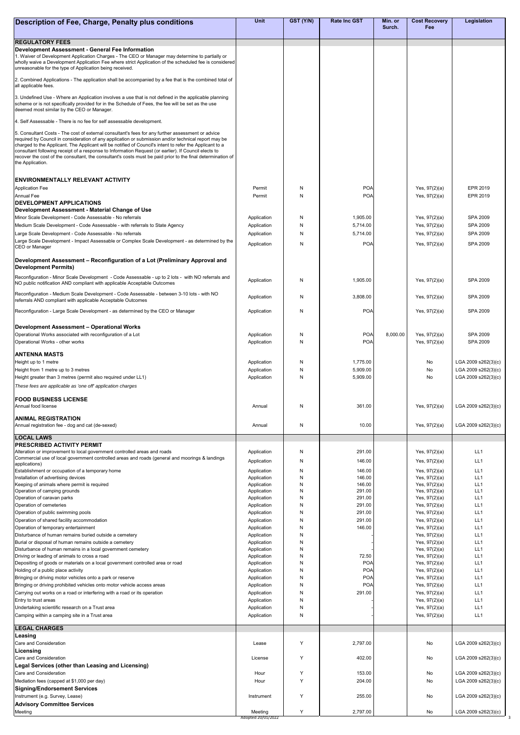| Description of Fee, Charge, Penalty plus conditions | Unit | GST (Y/N) | Rate Inc GST | Min. or Surch. | Cost Recovery Fee | Legislation |
|---|---|---|---|---|---|---|
| **REGULATORY FEES** | | | | | | |
| **Development Assessment - General Fee Information** | | | | | | |
| 1. Waiver of Development Application Charges - The CEO or Manager may determine to partially or wholly waive a Development Application Fee where strict Application of the scheduled fee is considered unreasonable for the type of Application being received. | | | | | | |
| 2. Combined Applications - The application shall be accompanied by a fee that is the combined total of all applicable fees. | | | | | | |
| 3. Undefined Use - Where an Application involves a use that is not defined in the applicable planning scheme or is not specifically provided for in the Schedule of Fees, the fee will be set as the use deemed most similar by the CEO or Manager. | | | | | | |
| 4. Self Assessable - There is no fee for self assessable development. | | | | | | |
| 5. Consultant Costs - The cost of external consultant's fees for any further assessment or advice required by Council in consideration of any application or submission and/or technical report may be charged to the Applicant. The Applicant will be notified of Council's intent to refer the Applicant to a consultant following receipt of a response to Information Request (or earlier). If Council elects to recover the cost of the consultant, the consultant's costs must be paid prior to the final determination of the Application. | | | | | | |
| **ENVIRONMENTALLY RELEVANT ACTIVITY** | | | | | | |
| Application Fee | Permit | N | POA | | Yes, 97(2)(a) | EPR 2019 |
| Annual Fee | Permit | N | POA | | Yes, 97(2)(a) | EPR 2019 |
| **DEVELOPMENT APPLICATIONS** | | | | | | |
| **Development Assessment - Material Change of Use** | | | | | | |
| Minor Scale Development - Code Assessable - No referrals | Application | N | 1,905.00 | | Yes, 97(2)(a) | SPA 2009 |
| Medium Scale Development - Code Assessable - with referrals to State Agency | Application | N | 5,714.00 | | Yes, 97(2)(a) | SPA 2009 |
| Large Scale Development - Code Assessable - No referrals | Application | N | 5,714.00 | | Yes, 97(2)(a) | SPA 2009 |
| Large Scale Development - Impact Assessable or Complex Scale Development - as determined by the CEO or Manager | Application | N | POA | | Yes, 97(2)(a) | SPA 2009 |
| **Development Assessment – Reconfiguration of a Lot (Preliminary Approval and Development Permits)** | | | | | | |
| Reconfiguration - Minor Scale Development - Code Assessable - up to 2 lots - with NO referrals and NO public notification AND compliant with applicable Acceptable Outcomes | Application | N | 1,905.00 | | Yes, 97(2)(a) | SPA 2009 |
| Reconfiguration - Medium Scale Development - Code Assessable - between 3-10 lots - with NO referrals AND compliant with applicable Acceptable Outcomes | Application | N | 3,808.00 | | Yes, 97(2)(a) | SPA 2009 |
| Reconfiguration - Large Scale Development - as determined by the CEO or Manager | Application | N | POA | | Yes, 97(2)(a) | SPA 2009 |
| **Development Assessment – Operational Works** | | | | | | |
| Operational Works associated with reconfiguration of a Lot | Application | N | POA | 8,000.00 | Yes, 97(2)(a) | SPA 2009 |
| Operational Works - other works | Application | N | POA | | Yes, 97(2)(a) | SPA 2009 |
| **ANTENNA MASTS** | | | | | | |
| Height up to 1 metre | Application | N | 1,775.00 | | No | LGA 2009 s262(3)(c) |
| Height from 1 metre up to 3 metres | Application | N | 5,909.00 | | No | LGA 2009 s262(3)(c) |
| Height greater than 3 metres (permit also required under LL1) | Application | N | 5,909.00 | | No | LGA 2009 s262(3)(c) |
| *These fees are applicable as 'one off' application charges* | | | | | | |
| **FOOD BUSINESS LICENSE** | | | | | | |
| Annual food license | Annual | N | 361.00 | | Yes, 97(2)(a) | LGA 2009 s262(3)(c) |
| **ANIMAL REGISTRATION** | | | | | | |
| Annual registration fee - dog and cat (de-sexed) | Annual | N | 10.00 | | Yes, 97(2)(a) | LGA 2009 s262(3)(c) |
| **LOCAL LAWS** | | | | | | |
| **PRESCRIBED ACTIVITY PERMIT** | | | | | | |
| Alteration or improvement to local government controlled areas and roads | Application | N | 291.00 | | Yes, 97(2)(a) | LL1 |
| Commercial use of local government controlled areas and roads (general and moorings & landings applications) | Application | N | 146.00 | | Yes, 97(2)(a) | LL1 |
| Establishment or occupation of a temporary home | Application | N | 146.00 | | Yes, 97(2)(a) | LL1 |
| Installation of advertising devices | Application | N | 146.00 | | Yes, 97(2)(a) | LL1 |
| Keeping of animals where permit is required | Application | N | 146.00 | | Yes, 97(2)(a) | LL1 |
| Operation of camping grounds | Application | N | 291.00 | | Yes, 97(2)(a) | LL1 |
| Operation of caravan parks | Application | N | 291.00 | | Yes, 97(2)(a) | LL1 |
| Operation of cemeteries | Application | N | 291.00 | | Yes, 97(2)(a) | LL1 |
| Operation of public swimming pools | Application | N | 291.00 | | Yes, 97(2)(a) | LL1 |
| Operation of shared facility accommodation | Application | N | 291.00 | | Yes, 97(2)(a) | LL1 |
| Operation of temporary entertainment | Application | N | 146.00 | | Yes, 97(2)(a) | LL1 |
| Disturbance of human remains buried outside a cemetery | Application | N | - | | Yes, 97(2)(a) | LL1 |
| Burial or disposal of human remains outside a cemetery | Application | N | - | | Yes, 97(2)(a) | LL1 |
| Disturbance of human remains in a local government cemetery | Application | N | - | | Yes, 97(2)(a) | LL1 |
| Driving or leading of animals to cross a road | Application | N | 72.50 | | Yes, 97(2)(a) | LL1 |
| Depositing of goods or materials on a local government controlled area or road | Application | N | POA | | Yes, 97(2)(a) | LL1 |
| Holding of a public place activity | Application | N | POA | | Yes, 97(2)(a) | LL1 |
| Bringing or driving motor vehicles onto a park or reserve | Application | N | POA | | Yes, 97(2)(a) | LL1 |
| Bringing or driving prohibited vehicles onto motor vehicle access areas | Application | N | POA | | Yes, 97(2)(a) | LL1 |
| Carrying out works on a road or interfering with a road or its operation | Application | N | 291.00 | | Yes, 97(2)(a) | LL1 |
| Entry to trust areas | Application | N | - | | Yes, 97(2)(a) | LL1 |
| Undertaking scientific research on a Trust area | Application | N | - | | Yes, 97(2)(a) | LL1 |
| Camping within a camping site in a Trust area | Application | N | - | | Yes, 97(2)(a) | LL1 |
| **LEGAL CHARGES** | | | | | | |
| **Leasing** | | | | | | |
| Care and Consideration | Lease | Y | 2,797.00 | | No | LGA 2009 s262(3)(c) |
| **Licensing** | | | | | | |
| Care and Consideration | License | Y | 402.00 | | No | LGA 2009 s262(3)(c) |
| **Legal Services (other than Leasing and Licensing)** | | | | | | |
| Care and Consideration | Hour | Y | 153.00 | | No | LGA 2009 s262(3)(c) |
| Mediation fees (capped at $1,000 per day) | Hour | Y | 204.00 | | No | LGA 2009 s262(3)(c) |
| **Signing/Endorsement Services** | | | | | | |
| Instrument (e.g. Survey, Lease) | Instrument | Y | 255.00 | | No | LGA 2009 s262(3)(c) |
| **Advisory Committee Services** | | | | | | |
| Meeting | Meeting | Y | 2,797.00 | | No | LGA 2009 s262(3)(c) |

Adopted 20/01/2022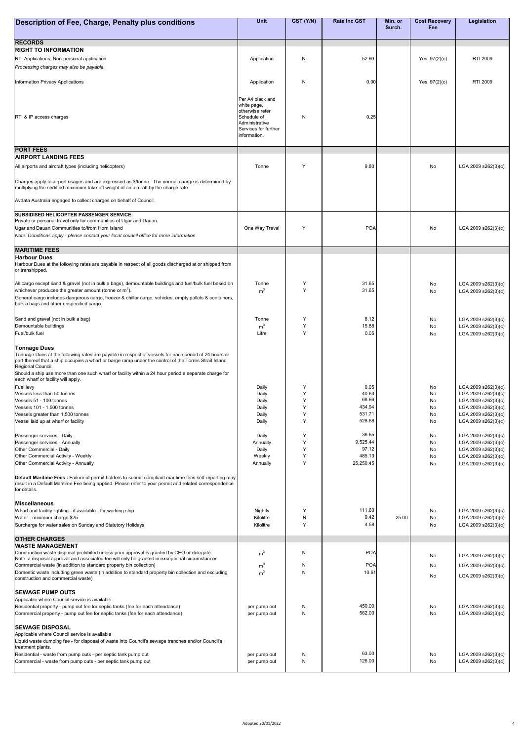| Description of Fee, Charge, Penalty plus conditions | Unit | GST (Y/N) | Rate Inc GST | Min. or Surch. | Cost Recovery Fee | Legislation |
|---|---|---|---|---|---|---|
| **RECORDS** | | | | | | |
| **RIGHT TO INFORMATION** | | | | | | |
| RTI Applications: Non-personal application | Application | N | 52.60 | | Yes, 97(2)(c) | RTI 2009 |
| *Processing charges may also be payable.* | | | | | | |
| Information Privacy Applications | Application | N | 0.00 | | Yes, 97(2)(c) | RTI 2009 |
| RTI & IP access charges | Per A4 black and white page, otherwise refer Schedule of Administrative Services for further information. | N | 0.25 | | | |
| **PORT FEES** | | | | | | |
| **AIRPORT LANDING FEES** | | | | | | |
| All airports and aircraft types (including helicopters) | Tonne | Y | 9.80 | | No | LGA 2009 s262(3)(c) |
| Charges apply to airport usages and are expressed as $/tonne. The normal charge is determined by multiplying the certified maximum take-off weight of an aircraft by the charge rate. | | | | | | |
| Avdata Australia engaged to collect charges on behalf of Council. | | | | | | |
| **SUBSIDISED HELICOPTER PASSENGER SERVICE:** Private or personal travel only for communities of Ugar and Dauan. | | | | | | |
| Ugar and Dauan Communities to/from Horn Island | One Way Travel | Y | POA | | No | LGA 2009 s262(3)(c) |
| *Note: Conditions apply - please contact your local council office for more information.* | | | | | | |
| **MARITIME FEES** | | | | | | |
| **Harbour Dues** Harbour Dues at the following rates are payable in respect of all goods discharged at or shipped from or transhipped. | | | | | | |
| All cargo except sand & gravel (not in bulk a bags), demountable buildings and fuel/bulk fuel based on whichever produces the greater amount (tonne or $m^3$). | Tonne | Y | 31.65 | | No | LGA 2009 s262(3)(c) |
| | $m^3$ | Y | 31.65 | | No | LGA 2009 s262(3)(c) |
| General cargo includes dangerous cargo, freezer & chiller cargo, vehicles, empty pallets & containers, bulk a bags and other unspecified cargo. | | | | | | |
| Sand and gravel (not in bulk a bag) | Tonne | Y | 8.12 | | No | LGA 2009 s262(3)(c) |
| Demountable buildings | $m^3$ | Y | 15.88 | | No | LGA 2009 s262(3)(c) |
| Fuel/bulk fuel | Litre | Y | 0.05 | | No | LGA 2009 s262(3)(c) |
| **Tonnage Dues** Tonnage Dues at the following rates are payable in respect of vessels for each period of 24 hours or part thereof that a ship occupies a wharf or barge ramp under the control of the Torres Strait Island Regional Council. Should a ship use more than one such wharf or facility within a 24 hour period a separate charge for each wharf or facility will apply. | | | | | | |
| Fuel levy | Daily | Y | 0.05 | | No | LGA 2009 s262(3)(c) |
| Vessels less than 50 tonnes | Daily | Y | 40.63 | | No | LGA 2009 s262(3)(c) |
| Vessels 51 - 100 tonnes | Daily | Y | 68.66 | | No | LGA 2009 s262(3)(c) |
| Vessels 101 - 1,500 tonnes | Daily | Y | 434.94 | | No | LGA 2009 s262(3)(c) |
| Vessels greater than 1,500 tonnes | Daily | Y | 531.71 | | No | LGA 2009 s262(3)(c) |
| Vessel laid up at wharf or facility | Daily | Y | 528.68 | | No | LGA 2009 s262(3)(c) |
| Passenger services - Daily | Daily | Y | 36.65 | | No | LGA 2009 s262(3)(c) |
| Passenger services - Annually | Annually | Y | 9,525.44 | | No | LGA 2009 s262(3)(c) |
| Other Commercial - Daily | Daily | Y | 97.12 | | No | LGA 2009 s262(3)(c) |
| Other Commercial Activity - Weekly | Weekly | Y | 485.13 | | No | LGA 2009 s262(3)(c) |
| Other Commercial Activity - Annually | Annually | Y | 25,250.45 | | No | LGA 2009 s262(3)(c) |
| **Default Maritime Fees :** Failure of permit holders to submit compliant maritime fees self-reporting may result in a Default Maritime Fee being applied. Please refer to your permit and related correspondence for details. | | | | | | |
| **Miscellaneous** | | | | | | |
| Wharf and facility lighting - if available - for working ship | Nightly | Y | 111.60 | | No | LGA 2009 s262(3)(c) |
| Water - minimum charge $25 | Kilolitre | N | 9.42 | 25.00 | No | LGA 2009 s262(3)(c) |
| Surcharge for water sales on Sunday and Statutory Holidays | Kilolitre | Y | 4.58 | | No | LGA 2009 s262(3)(c) |
| **OTHER CHARGES** | | | | | | |
| **WASTE MANAGEMENT** | | | | | | |
| Construction waste disposal prohibited unless prior approval is granted by CEO or delegate Note: a disposal approval and associated fee will only be granted in exceptional circumstances | $m^3$ | N | POA | | No | LGA 2009 s262(3)(c) |
| Commercial waste (in addition to standard property bin collection) | $m^3$ | N | POA | | No | LGA 2009 s262(3)(c) |
| Domestic waste including green waste (in addition to standard property bin collection and excluding construction and commercial waste) | $m^3$ | N | 10.61 | | No | LGA 2009 s262(3)(c) |
| **SEWAGE PUMP OUTS** | | | | | | |
| Applicable where Council service is available | | | | | | |
| Residential property - pump out fee for septic tanks (fee for each attendance) | per pump out | N | 450.00 | | No | LGA 2009 s262(3)(c) |
| Commercial property - pump out fee for septic tanks (fee for each attendance) | per pump out | N | 562.00 | | No | LGA 2009 s262(3)(c) |
| **SEWAGE DISPOSAL** | | | | | | |
| Applicable where Council service is available | | | | | | |
| Liquid waste dumping fee - for disposal of waste into Council's sewage trenches and/or Council's treatment plants. | | | | | | |
| Residential - waste from pump outs - per septic tank pump out | per pump out | N | 63.00 | | No | LGA 2009 s262(3)(c) |
| Commercial - waste from pump outs - per septic tank pump out | per pump out | N | 126.00 | | No | LGA 2009 s262(3)(c) |

Adopted 20/01/2022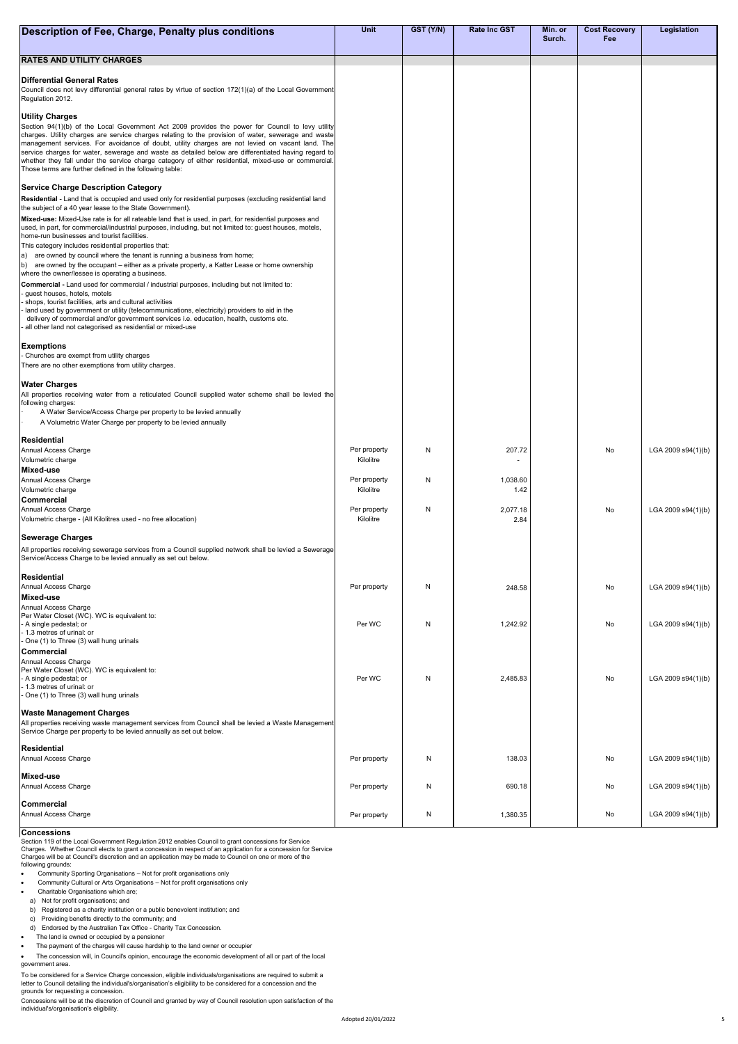| Description of Fee, Charge, Penalty plus conditions | Unit | GST (Y/N) | Rate Inc GST | Min. or Surch. | Cost Recovery Fee | Legislation |
|---|---|---|---|---|---|---|
| **RATES AND UTILITY CHARGES** | | | | | | |
| **Differential General Rates** | | | | | | |
| Council does not levy differential general rates by virtue of section 172(1)(a) of the Local Government Regulation 2012. | | | | | | |
| **Utility Charges** | | | | | | |
| Section 94(1)(b) of the Local Government Act 2009 provides the power for Council to levy utility charges. Utility charges are service charges relating to the provision of water, sewerage and waste management services. For avoidance of doubt, utility charges are not levied on vacant land. The service charges for water, sewerage and waste as detailed below are differentiated having regard to whether they fall under the service charge category of either residential, mixed-use or commercial. Those terms are further defined in the following table: | | | | | | |
| **Service Charge Description Category** | | | | | | |
| **Residential** - Land that is occupied and used only for residential purposes (excluding residential land the subject of a 40 year lease to the State Government). | | | | | | |
| **Mixed-use:** Mixed-Use rate is for all rateable land that is used, in part, for residential purposes and used, in part, for commercial/industrial purposes, including, but not limited to: guest houses, motels, home-run businesses and tourist facilities. This category includes residential properties that: a) are owned by council where the tenant is running a business from home; b) are owned by the occupant – either as a private property, a Katter Lease or home ownership where the owner/lessee is operating a business. | | | | | | |
| **Commercial -** Land used for commercial / industrial purposes, including but not limited to: - guest houses, hotels, motels - shops, tourist facilities, arts and cultural activities - land used by government or utility (telecommunications, electricity) providers to aid in the delivery of commercial and/or government services i.e. education, health, customs etc. - all other land not categorised as residential or mixed-use | | | | | | |
| **Exemptions** | | | | | | |
| - Churches are exempt from utility charges. There are no other exemptions from utility charges. | | | | | | |
| **Water Charges** | | | | | | |
| All properties receiving water from a reticulated Council supplied water scheme shall be levied the following charges: - A Water Service/Access Charge per property to be levied annually - A Volumetric Water Charge per property to be levied annually | | | | | | |
| **Residential** | | | | | | |
| Annual Access Charge | Per property | N | 207.72 | | No | LGA 2009 s94(1)(b) |
| Volumetric charge | Kilolitre | | - | | | |
| **Mixed-use** | | | | | | |
| Annual Access Charge | Per property | N | 1,038.60 | | | |
| Volumetric charge | Kilolitre | | 1.42 | | | |
| **Commercial** | | | | | | |
| Annual Access Charge | Per property | N | 2,077.18 | | No | LGA 2009 s94(1)(b) |
| Volumetric charge - (All Kilolitres used - no free allocation) | Kilolitre | | 2.84 | | | |
| **Sewerage Charges** | | | | | | |
| All properties receiving sewerage services from a Council supplied network shall be levied a Sewerage Service/Access Charge to be levied annually as set out below. | | | | | | |
| **Residential** | | | | | | |
| Annual Access Charge | Per property | N | 248.58 | | No | LGA 2009 s94(1)(b) |
| **Mixed-use** | | | | | | |
| Annual Access Charge Per Water Closet (WC). WC is equivalent to: - A single pedestal; or - 1.3 metres of urinal: or - One (1) to Three (3) wall hung urinals | Per WC | N | 1,242.92 | | No | LGA 2009 s94(1)(b) |
| **Commercial** | | | | | | |
| Annual Access Charge Per Water Closet (WC). WC is equivalent to: - A single pedestal; or - 1.3 metres of urinal: or - One (1) to Three (3) wall hung urinals | Per WC | N | 2,485.83 | | No | LGA 2009 s94(1)(b) |
| **Waste Management Charges** | | | | | | |
| All properties receiving waste management services from Council shall be levied a Waste Management Service Charge per property to be levied annually as set out below. | | | | | | |
| **Residential** | | | | | | |
| Annual Access Charge | Per property | N | 138.03 | | No | LGA 2009 s94(1)(b) |
| **Mixed-use** | | | | | | |
| Annual Access Charge | Per property | N | 690.18 | | No | LGA 2009 s94(1)(b) |
| **Commercial** | | | | | | |
| Annual Access Charge | Per property | N | 1,380.35 | | No | LGA 2009 s94(1)(b) |

**Concessions**

Section 119 of the Local Government Regulation 2012 enables Council to grant concessions for Service Charges. Whether Council elects to grant a concession in respect of an application for a concession for Service Charges will be at Council's discretion and an application may be made to Council on one or more of the following grounds:

- Community Sporting Organisations – Not for profit organisations only
- Community Cultural or Arts Organisations – Not for profit organisations only
- Charitable Organisations which are;
  a) Not for profit organisations; and
  b) Registered as a charity institution or a public benevolent institution; and
  c) Providing benefits directly to the community; and
  d) Endorsed by the Australian Tax Office - Charity Tax Concession.
- The land is owned or occupied by a pensioner
- The payment of the charges will cause hardship to the land owner or occupier
- The concession will, in Council's opinion, encourage the economic development of all or part of the local government area.

To be considered for a Service Charge concession, eligible individuals/organisations are required to submit a letter to Council detailing the individual's/organisation's eligibility to be considered for a concession and the grounds for requesting a concession.

Concessions will be at the discretion of Council and granted by way of Council resolution upon satisfaction of the individual's/organisation's eligibility.

Adopted 20/01/2022